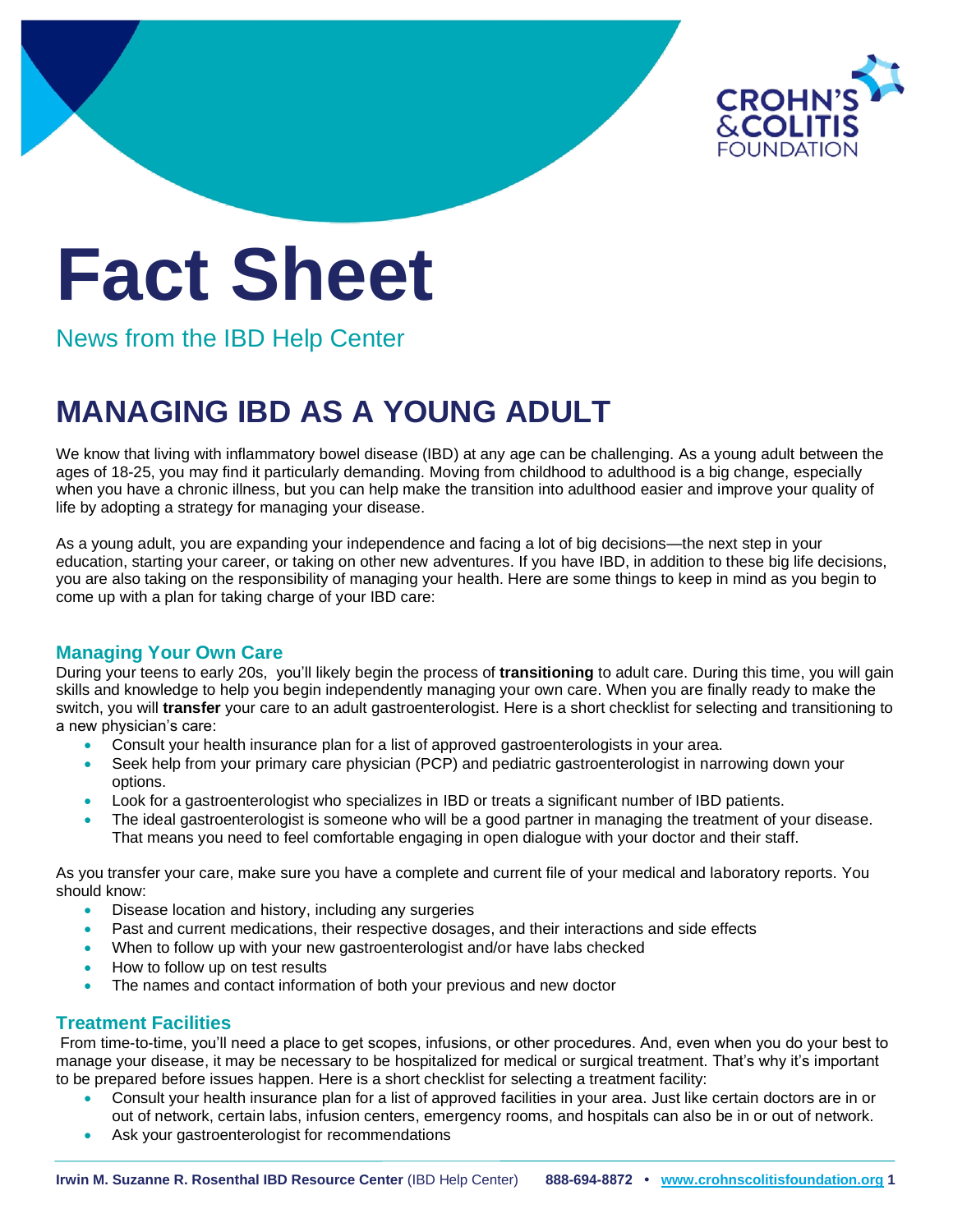CROHN'S & COLITIS FOUNDATION

# Fact Sheet

News from the IBD Help Center

## MANAGING IBD AS A YOUNG ADULT

We know that living with inflammatory bowel disease (IBD) at any age can be challenging. As a young adult between the ages of 18-25, you may find it particularly demanding. Moving from childhood to adulthood is a big change, especially when you have a chronic illness, but you can help make the transition into adulthood easier and improve your quality of life by adopting a strategy for managing your disease.

As a young adult, you are expanding your independence and facing a lot of big decisions—the next step in your education, starting your career, or taking on other new adventures. If you have IBD, in addition to these big life decisions, you are also taking on the responsibility of managing your health. Here are some things to keep in mind as you begin to come up with a plan for taking charge of your IBD care:

### Managing Your Own Care

During your teens to early 20s, you'll likely begin the process of **transitioning** to adult care. During this time, you will gain skills and knowledge to help you begin independently managing your own care. When you are finally ready to make the switch, you will **transfer** your care to an adult gastroenterologist. Here is a short checklist for selecting and transitioning to a new physician's care:

- Consult your health insurance plan for a list of approved gastroenterologists in your area.
- Seek help from your primary care physician (PCP) and pediatric gastroenterologist in narrowing down your options.
- Look for a gastroenterologist who specializes in IBD or treats a significant number of IBD patients.
- The ideal gastroenterologist is someone who will be a good partner in managing the treatment of your disease. That means you need to feel comfortable engaging in open dialogue with your doctor and their staff.

As you transfer your care, make sure you have a complete and current file of your medical and laboratory reports. You should know:

- Disease location and history, including any surgeries
- Past and current medications, their respective dosages, and their interactions and side effects
- When to follow up with your new gastroenterologist and/or have labs checked
- How to follow up on test results
- The names and contact information of both your previous and new doctor

### Treatment Facilities

From time-to-time, you'll need a place to get scopes, infusions, or other procedures. And, even when you do your best to manage your disease, it may be necessary to be hospitalized for medical or surgical treatment. That's why it's important to be prepared before issues happen. Here is a short checklist for selecting a treatment facility:

- Consult your health insurance plan for a list of approved facilities in your area. Just like certain doctors are in or out of network, certain labs, infusion centers, emergency rooms, and hospitals can also be in or out of network.
- Ask your gastroenterologist for recommendations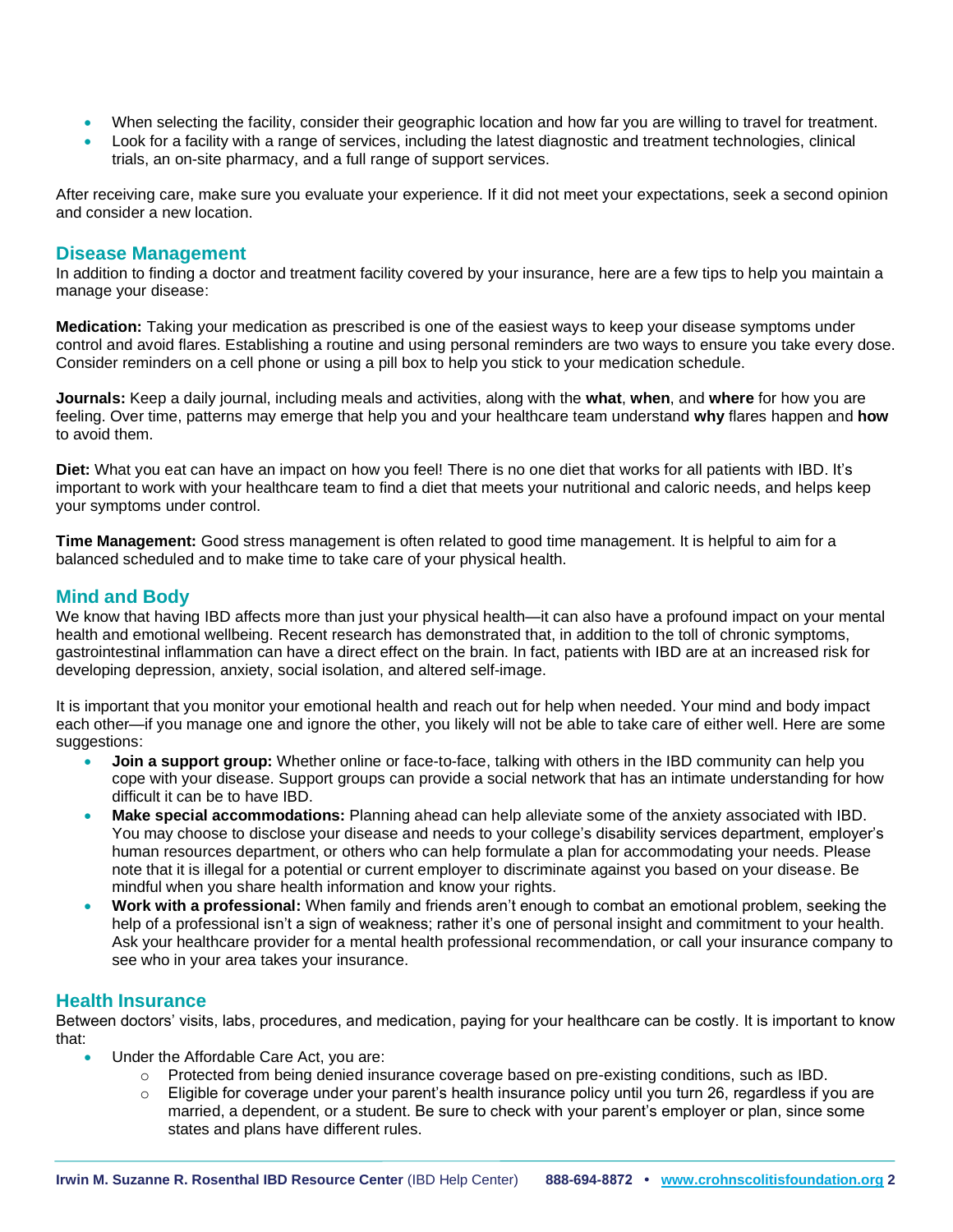- When selecting the facility, consider their geographic location and how far you are willing to travel for treatment.
- Look for a facility with a range of services, including the latest diagnostic and treatment technologies, clinical trials, an on-site pharmacy, and a full range of support services.

After receiving care, make sure you evaluate your experience. If it did not meet your expectations, seek a second opinion and consider a new location.

## Disease Management

In addition to finding a doctor and treatment facility covered by your insurance, here are a few tips to help you maintain a manage your disease:

**Medication:** Taking your medication as prescribed is one of the easiest ways to keep your disease symptoms under control and avoid flares. Establishing a routine and using personal reminders are two ways to ensure you take every dose. Consider reminders on a cell phone or using a pill box to help you stick to your medication schedule.

**Journals:** Keep a daily journal, including meals and activities, along with the **what**, **when**, and **where** for how you are feeling. Over time, patterns may emerge that help you and your healthcare team understand **why** flares happen and **how** to avoid them.

**Diet:** What you eat can have an impact on how you feel! There is no one diet that works for all patients with IBD. It's important to work with your healthcare team to find a diet that meets your nutritional and caloric needs, and helps keep your symptoms under control.

**Time Management:** Good stress management is often related to good time management. It is helpful to aim for a balanced scheduled and to make time to take care of your physical health.

## Mind and Body

We know that having IBD affects more than just your physical health—it can also have a profound impact on your mental health and emotional wellbeing. Recent research has demonstrated that, in addition to the toll of chronic symptoms, gastrointestinal inflammation can have a direct effect on the brain. In fact, patients with IBD are at an increased risk for developing depression, anxiety, social isolation, and altered self-image.

It is important that you monitor your emotional health and reach out for help when needed. Your mind and body impact each other—if you manage one and ignore the other, you likely will not be able to take care of either well. Here are some suggestions:

- **Join a support group:** Whether online or face-to-face, talking with others in the IBD community can help you cope with your disease. Support groups can provide a social network that has an intimate understanding for how difficult it can be to have IBD.
- **Make special accommodations:** Planning ahead can help alleviate some of the anxiety associated with IBD. You may choose to disclose your disease and needs to your college's disability services department, employer's human resources department, or others who can help formulate a plan for accommodating your needs. Please note that it is illegal for a potential or current employer to discriminate against you based on your disease. Be mindful when you share health information and know your rights.
- **Work with a professional:** When family and friends aren't enough to combat an emotional problem, seeking the help of a professional isn't a sign of weakness; rather it's one of personal insight and commitment to your health. Ask your healthcare provider for a mental health professional recommendation, or call your insurance company to see who in your area takes your insurance.

## Health Insurance

Between doctors' visits, labs, procedures, and medication, paying for your healthcare can be costly. It is important to know that:

- Under the Affordable Care Act, you are:
  - Protected from being denied insurance coverage based on pre-existing conditions, such as IBD.
  - Eligible for coverage under your parent's health insurance policy until you turn 26, regardless if you are married, a dependent, or a student. Be sure to check with your parent's employer or plan, since some states and plans have different rules.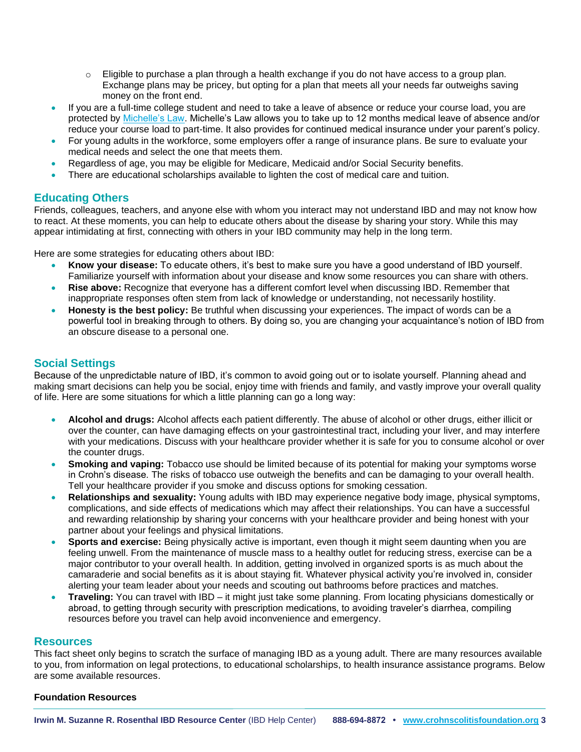- Eligible to purchase a plan through a health exchange if you do not have access to a group plan. Exchange plans may be pricey, but opting for a plan that meets all your needs far outweighs saving money on the front end.
- If you are a full-time college student and need to take a leave of absence or reduce your course load, you are protected by Michelle's Law. Michelle's Law allows you to take up to 12 months medical leave of absence and/or reduce your course load to part-time. It also provides for continued medical insurance under your parent's policy.
- For young adults in the workforce, some employers offer a range of insurance plans. Be sure to evaluate your medical needs and select the one that meets them.
- Regardless of age, you may be eligible for Medicare, Medicaid and/or Social Security benefits.
- There are educational scholarships available to lighten the cost of medical care and tuition.

## Educating Others

Friends, colleagues, teachers, and anyone else with whom you interact may not understand IBD and may not know how to react. At these moments, you can help to educate others about the disease by sharing your story. While this may appear intimidating at first, connecting with others in your IBD community may help in the long term.

Here are some strategies for educating others about IBD:

- **Know your disease:** To educate others, it's best to make sure you have a good understand of IBD yourself. Familiarize yourself with information about your disease and know some resources you can share with others.
- **Rise above:** Recognize that everyone has a different comfort level when discussing IBD. Remember that inappropriate responses often stem from lack of knowledge or understanding, not necessarily hostility.
- **Honesty is the best policy:** Be truthful when discussing your experiences. The impact of words can be a powerful tool in breaking through to others. By doing so, you are changing your acquaintance's notion of IBD from an obscure disease to a personal one.

## Social Settings

Because of the unpredictable nature of IBD, it's common to avoid going out or to isolate yourself. Planning ahead and making smart decisions can help you be social, enjoy time with friends and family, and vastly improve your overall quality of life. Here are some situations for which a little planning can go a long way:

- **Alcohol and drugs:** Alcohol affects each patient differently. The abuse of alcohol or other drugs, either illicit or over the counter, can have damaging effects on your gastrointestinal tract, including your liver, and may interfere with your medications. Discuss with your healthcare provider whether it is safe for you to consume alcohol or over the counter drugs.
- **Smoking and vaping:** Tobacco use should be limited because of its potential for making your symptoms worse in Crohn's disease. The risks of tobacco use outweigh the benefits and can be damaging to your overall health. Tell your healthcare provider if you smoke and discuss options for smoking cessation.
- **Relationships and sexuality:** Young adults with IBD may experience negative body image, physical symptoms, complications, and side effects of medications which may affect their relationships. You can have a successful and rewarding relationship by sharing your concerns with your healthcare provider and being honest with your partner about your feelings and physical limitations.
- **Sports and exercise:** Being physically active is important, even though it might seem daunting when you are feeling unwell. From the maintenance of muscle mass to a healthy outlet for reducing stress, exercise can be a major contributor to your overall health. In addition, getting involved in organized sports is as much about the camaraderie and social benefits as it is about staying fit. Whatever physical activity you're involved in, consider alerting your team leader about your needs and scouting out bathrooms before practices and matches.
- **Traveling:** You can travel with IBD – it might just take some planning. From locating physicians domestically or abroad, to getting through security with prescription medications, to avoiding traveler's diarrhea, compiling resources before you travel can help avoid inconvenience and emergency.

## Resources

This fact sheet only begins to scratch the surface of managing IBD as a young adult. There are many resources available to you, from information on legal protections, to educational scholarships, to health insurance assistance programs. Below are some available resources.

**Foundation Resources**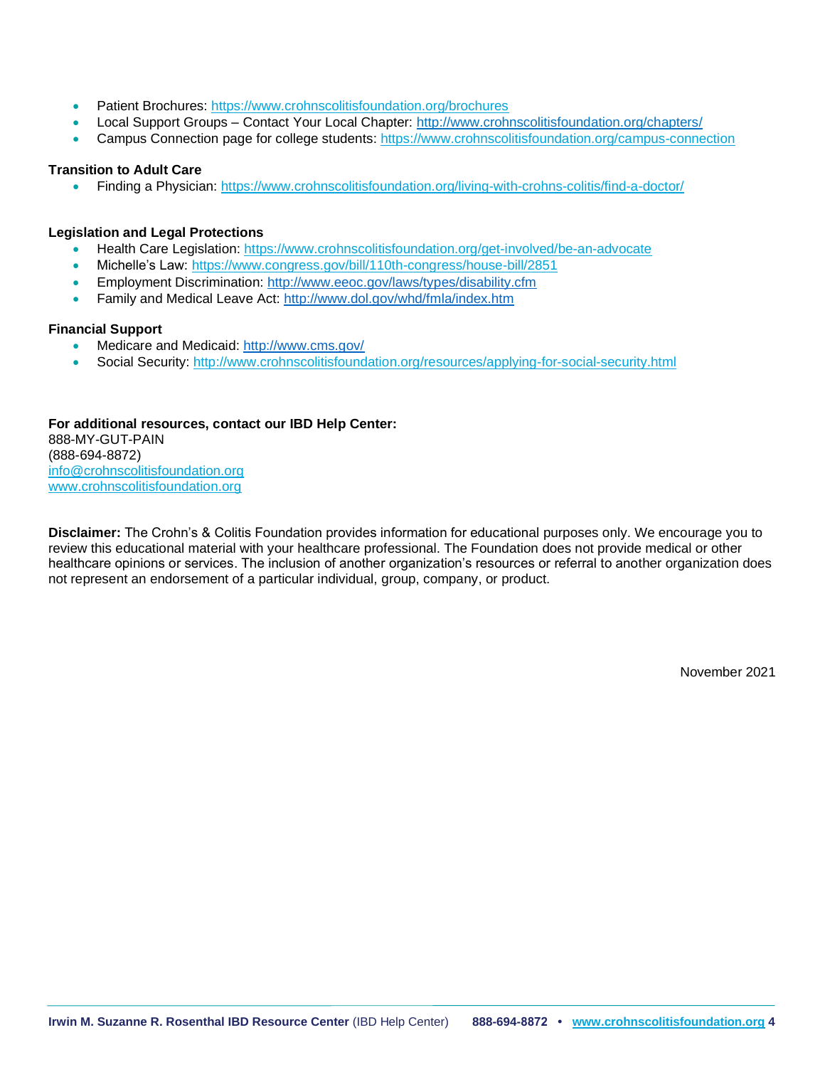- Patient Brochures: https://www.crohnscolitisfoundation.org/brochures
- Local Support Groups – Contact Your Local Chapter: http://www.crohnscolitisfoundation.org/chapters/
- Campus Connection page for college students: https://www.crohnscolitisfoundation.org/campus-connection

**Transition to Adult Care**

- Finding a Physician: https://www.crohnscolitisfoundation.org/living-with-crohns-colitis/find-a-doctor/

**Legislation and Legal Protections**

- Health Care Legislation: https://www.crohnscolitisfoundation.org/get-involved/be-an-advocate
- Michelle's Law: https://www.congress.gov/bill/110th-congress/house-bill/2851
- Employment Discrimination: http://www.eeoc.gov/laws/types/disability.cfm
- Family and Medical Leave Act: http://www.dol.gov/whd/fmla/index.htm

**Financial Support**

- Medicare and Medicaid: http://www.cms.gov/
- Social Security: http://www.crohnscolitisfoundation.org/resources/applying-for-social-security.html

**For additional resources, contact our IBD Help Center:**
888-MY-GUT-PAIN
(888-694-8872)
info@crohnscolitisfoundation.org
www.crohnscolitisfoundation.org

**Disclaimer:** The Crohn's & Colitis Foundation provides information for educational purposes only. We encourage you to review this educational material with your healthcare professional. The Foundation does not provide medical or other healthcare opinions or services. The inclusion of another organization's resources or referral to another organization does not represent an endorsement of a particular individual, group, company, or product.

November 2021